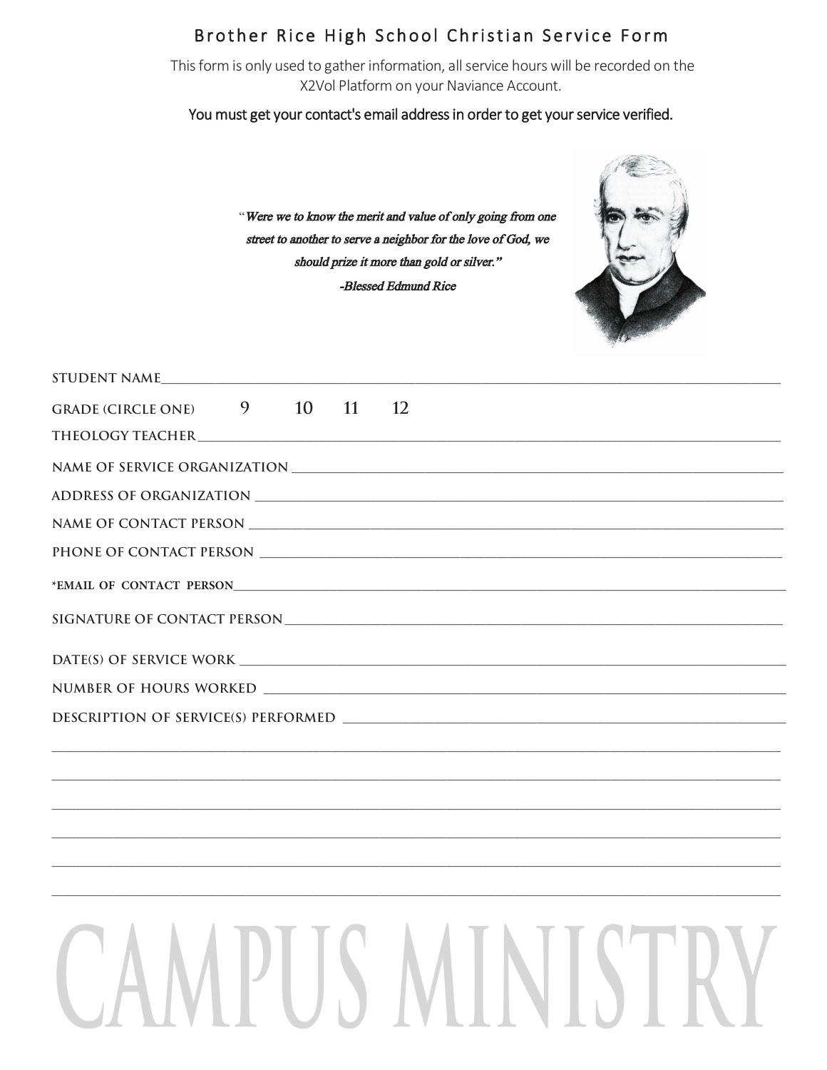# Brother Rice High School Christian Service Form

This form is only used to gather information, all service hours will be recorded on the X2Vol Platform on your Naviance Account.

**You must get your contact's email address in order to get your service verified.**

*"Were we to know the merit and value of only going from one street to another to serve a neighbor for the love of God, we should prize it more than gold or silver."*

*-Blessed Edmund Rice*

STUDENT NAME_______________________________________________

GRADE (CIRCLE ONE) 9 10 11 12

THEOLOGY TEACHER_______________________________________________

NAME OF SERVICE ORGANIZATION _______________________________________________

ADDRESS OF ORGANIZATION _______________________________________________

NAME OF CONTACT PERSON _______________________________________________

PHONE OF CONTACT PERSON _______________________________________________

*EMAIL OF CONTACT PERSON_______________________________________________

SIGNATURE OF CONTACT PERSON_______________________________________________

DATE(S) OF SERVICE WORK _______________________________________________

NUMBER OF HOURS WORKED _______________________________________________

DESCRIPTION OF SERVICE(S) PERFORMED _______________________________________________

_______________________________________________

_______________________________________________

_______________________________________________

_______________________________________________

_______________________________________________

_______________________________________________

CAMPUS MINISTRY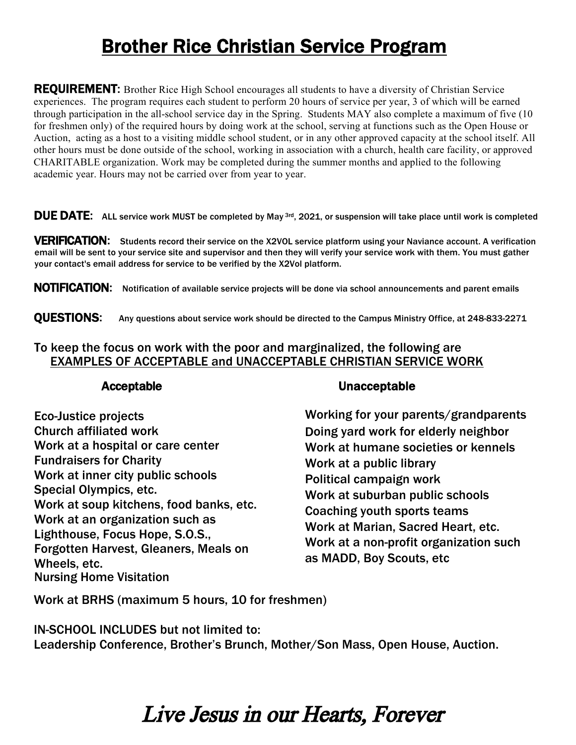# Brother Rice Christian Service Program

**REQUIREMENT:** Brother Rice High School encourages all students to have a diversity of Christian Service experiences. The program requires each student to perform 20 hours of service per year, 3 of which will be earned through participation in the all-school service day in the Spring. Students MAY also complete a maximum of five (10 for freshmen only) of the required hours by doing work at the school, serving at functions such as the Open House or Auction, acting as a host to a visiting middle school student, or in any other approved capacity at the school itself. All other hours must be done outside of the school, working in association with a church, health care facility, or approved CHARITABLE organization. Work may be completed during the summer months and applied to the following academic year. Hours may not be carried over from year to year.

**DUE DATE:** ALL service work MUST be completed by May 3rd, 2021, or suspension will take place until work is completed

**VERIFICATION:** Students record their service on the X2VOL service platform using your Naviance account. A verification email will be sent to your service site and supervisor and then they will verify your service work with them. You must gather your contact's email address for service to be verified by the X2Vol platform.

**NOTIFICATION:** Notification of available service projects will be done via school announcements and parent emails

**QUESTIONS:** Any questions about service work should be directed to the Campus Ministry Office, at 248-833-2271

To keep the focus on work with the poor and marginalized, the following are
EXAMPLES OF ACCEPTABLE and UNACCEPTABLE CHRISTIAN SERVICE WORK

| Acceptable | Unacceptable |
|---|---|
| Eco-Justice projects | Working for your parents/grandparents |
| Church affiliated work | Doing yard work for elderly neighbor |
| Work at a hospital or care center | Work at humane societies or kennels |
| Fundraisers for Charity | Work at a public library |
| Work at inner city public schools | Political campaign work |
| Special Olympics, etc. | Work at suburban public schools |
| Work at soup kitchens, food banks, etc. | Coaching youth sports teams |
| Work at an organization such as Lighthouse, Focus Hope, S.O.S., Forgotten Harvest, Gleaners, Meals on Wheels, etc. | Work at Marian, Sacred Heart, etc. |
| Nursing Home Visitation | Work at a non-profit organization such as MADD, Boy Scouts, etc |
| Work at BRHS (maximum 5 hours, 10 for freshmen) | |

IN-SCHOOL INCLUDES but not limited to:
Leadership Conference, Brother's Brunch, Mother/Son Mass, Open House, Auction.

*Live Jesus in our Hearts, Forever*